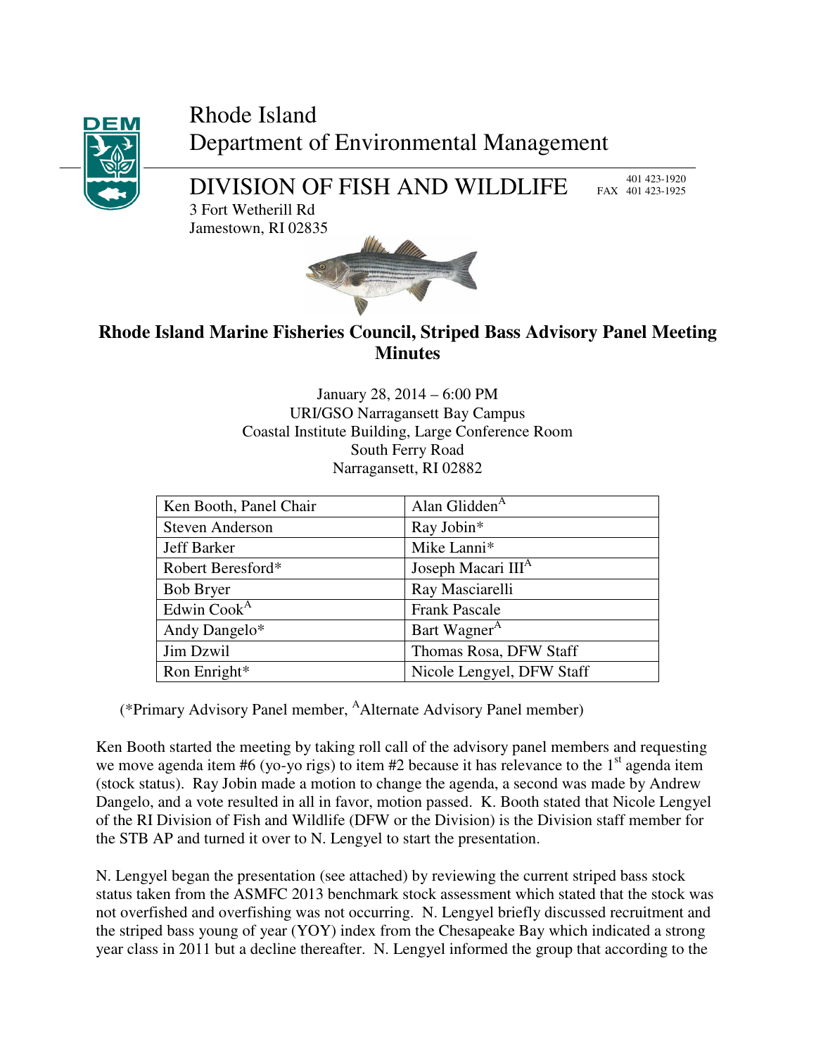Rhode Island
Department of Environmental Management

DIVISION OF FISH AND WILDLIFE

401 423-1920
FAX 401 423-1925

3 Fort Wetherill Rd
Jamestown, RI 02835

# Rhode Island Marine Fisheries Council, Striped Bass Advisory Panel Meeting Minutes

January 28, 2014 – 6:00 PM
URI/GSO Narragansett Bay Campus
Coastal Institute Building, Large Conference Room
South Ferry Road
Narragansett, RI 02882

| | |
|---|---|
| Ken Booth, Panel Chair | Alan Glidden[A] |
| Steven Anderson | Ray Jobin* |
| Jeff Barker | Mike Lanni* |
| Robert Beresford* | Joseph Macari III[A] |
| Bob Bryer | Ray Masciarelli |
| Edwin Cook[A] | Frank Pascale |
| Andy Dangelo* | Bart Wagner[A] |
| Jim Dzwil | Thomas Rosa, DFW Staff |
| Ron Enright* | Nicole Lengyel, DFW Staff |

(*Primary Advisory Panel member, [A]Alternate Advisory Panel member)

Ken Booth started the meeting by taking roll call of the advisory panel members and requesting we move agenda item #6 (yo-yo rigs) to item #2 because it has relevance to the 1st agenda item (stock status). Ray Jobin made a motion to change the agenda, a second was made by Andrew Dangelo, and a vote resulted in all in favor, motion passed. K. Booth stated that Nicole Lengyel of the RI Division of Fish and Wildlife (DFW or the Division) is the Division staff member for the STB AP and turned it over to N. Lengyel to start the presentation.

N. Lengyel began the presentation (see attached) by reviewing the current striped bass stock status taken from the ASMFC 2013 benchmark stock assessment which stated that the stock was not overfished and overfishing was not occurring. N. Lengyel briefly discussed recruitment and the striped bass young of year (YOY) index from the Chesapeake Bay which indicated a strong year class in 2011 but a decline thereafter. N. Lengyel informed the group that according to the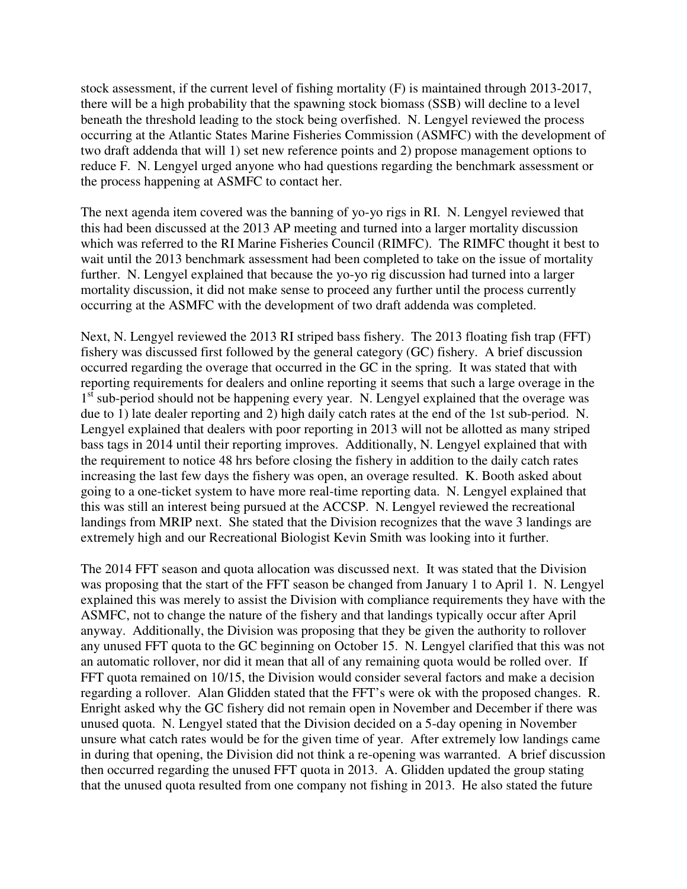stock assessment, if the current level of fishing mortality (F) is maintained through 2013-2017, there will be a high probability that the spawning stock biomass (SSB) will decline to a level beneath the threshold leading to the stock being overfished. N. Lengyel reviewed the process occurring at the Atlantic States Marine Fisheries Commission (ASMFC) with the development of two draft addenda that will 1) set new reference points and 2) propose management options to reduce F. N. Lengyel urged anyone who had questions regarding the benchmark assessment or the process happening at ASMFC to contact her.

The next agenda item covered was the banning of yo-yo rigs in RI. N. Lengyel reviewed that this had been discussed at the 2013 AP meeting and turned into a larger mortality discussion which was referred to the RI Marine Fisheries Council (RIMFC). The RIMFC thought it best to wait until the 2013 benchmark assessment had been completed to take on the issue of mortality further. N. Lengyel explained that because the yo-yo rig discussion had turned into a larger mortality discussion, it did not make sense to proceed any further until the process currently occurring at the ASMFC with the development of two draft addenda was completed.

Next, N. Lengyel reviewed the 2013 RI striped bass fishery. The 2013 floating fish trap (FFT) fishery was discussed first followed by the general category (GC) fishery. A brief discussion occurred regarding the overage that occurred in the GC in the spring. It was stated that with reporting requirements for dealers and online reporting it seems that such a large overage in the 1st sub-period should not be happening every year. N. Lengyel explained that the overage was due to 1) late dealer reporting and 2) high daily catch rates at the end of the 1st sub-period. N. Lengyel explained that dealers with poor reporting in 2013 will not be allotted as many striped bass tags in 2014 until their reporting improves. Additionally, N. Lengyel explained that with the requirement to notice 48 hrs before closing the fishery in addition to the daily catch rates increasing the last few days the fishery was open, an overage resulted. K. Booth asked about going to a one-ticket system to have more real-time reporting data. N. Lengyel explained that this was still an interest being pursued at the ACCSP. N. Lengyel reviewed the recreational landings from MRIP next. She stated that the Division recognizes that the wave 3 landings are extremely high and our Recreational Biologist Kevin Smith was looking into it further.

The 2014 FFT season and quota allocation was discussed next. It was stated that the Division was proposing that the start of the FFT season be changed from January 1 to April 1. N. Lengyel explained this was merely to assist the Division with compliance requirements they have with the ASMFC, not to change the nature of the fishery and that landings typically occur after April anyway. Additionally, the Division was proposing that they be given the authority to rollover any unused FFT quota to the GC beginning on October 15. N. Lengyel clarified that this was not an automatic rollover, nor did it mean that all of any remaining quota would be rolled over. If FFT quota remained on 10/15, the Division would consider several factors and make a decision regarding a rollover. Alan Glidden stated that the FFT's were ok with the proposed changes. R. Enright asked why the GC fishery did not remain open in November and December if there was unused quota. N. Lengyel stated that the Division decided on a 5-day opening in November unsure what catch rates would be for the given time of year. After extremely low landings came in during that opening, the Division did not think a re-opening was warranted. A brief discussion then occurred regarding the unused FFT quota in 2013. A. Glidden updated the group stating that the unused quota resulted from one company not fishing in 2013. He also stated the future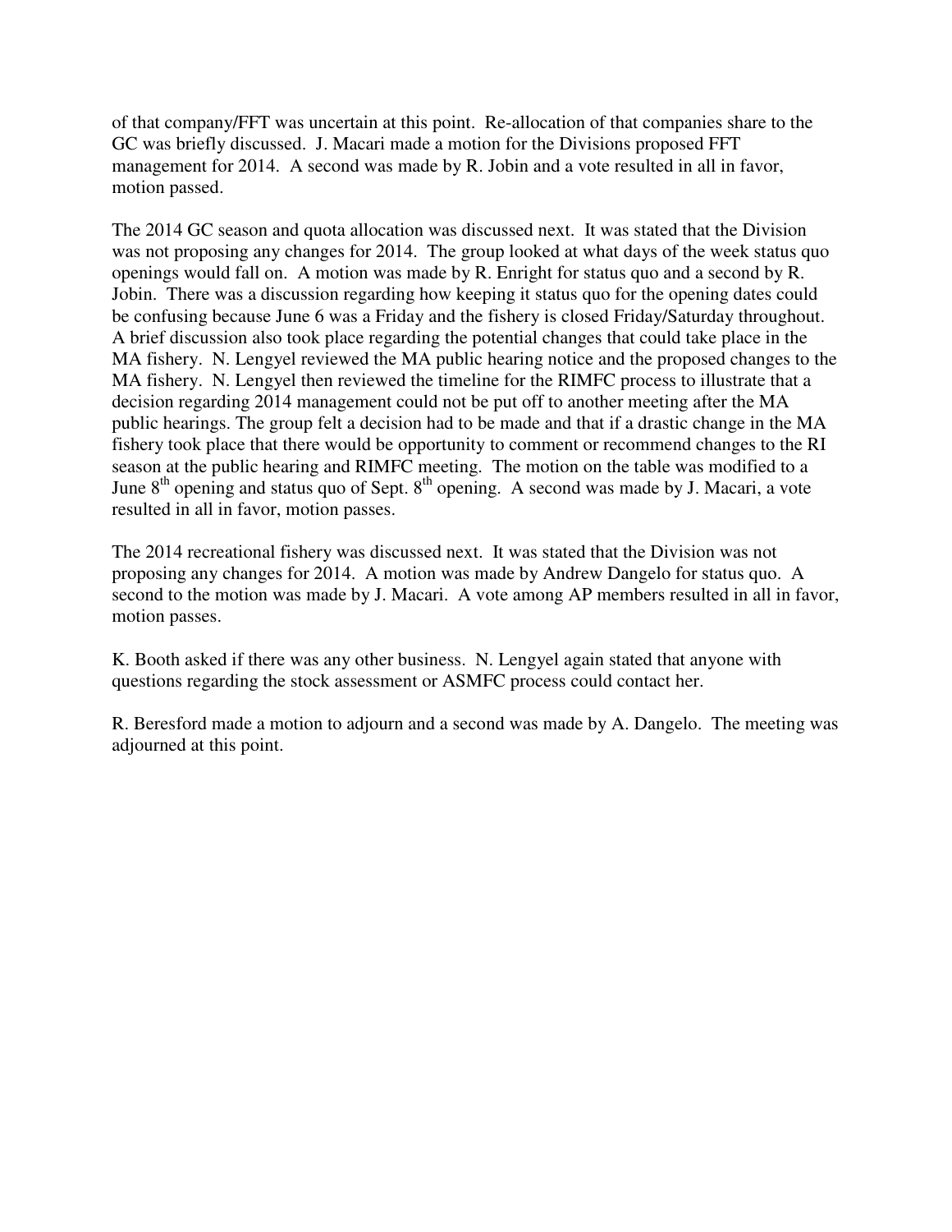of that company/FFT was uncertain at this point. Re-allocation of that companies share to the GC was briefly discussed. J. Macari made a motion for the Divisions proposed FFT management for 2014. A second was made by R. Jobin and a vote resulted in all in favor, motion passed.

The 2014 GC season and quota allocation was discussed next. It was stated that the Division was not proposing any changes for 2014. The group looked at what days of the week status quo openings would fall on. A motion was made by R. Enright for status quo and a second by R. Jobin. There was a discussion regarding how keeping it status quo for the opening dates could be confusing because June 6 was a Friday and the fishery is closed Friday/Saturday throughout. A brief discussion also took place regarding the potential changes that could take place in the MA fishery. N. Lengyel reviewed the MA public hearing notice and the proposed changes to the MA fishery. N. Lengyel then reviewed the timeline for the RIMFC process to illustrate that a decision regarding 2014 management could not be put off to another meeting after the MA public hearings. The group felt a decision had to be made and that if a drastic change in the MA fishery took place that there would be opportunity to comment or recommend changes to the RI season at the public hearing and RIMFC meeting. The motion on the table was modified to a June 8th opening and status quo of Sept. 8th opening. A second was made by J. Macari, a vote resulted in all in favor, motion passes.

The 2014 recreational fishery was discussed next. It was stated that the Division was not proposing any changes for 2014. A motion was made by Andrew Dangelo for status quo. A second to the motion was made by J. Macari. A vote among AP members resulted in all in favor, motion passes.

K. Booth asked if there was any other business. N. Lengyel again stated that anyone with questions regarding the stock assessment or ASMFC process could contact her.

R. Beresford made a motion to adjourn and a second was made by A. Dangelo. The meeting was adjourned at this point.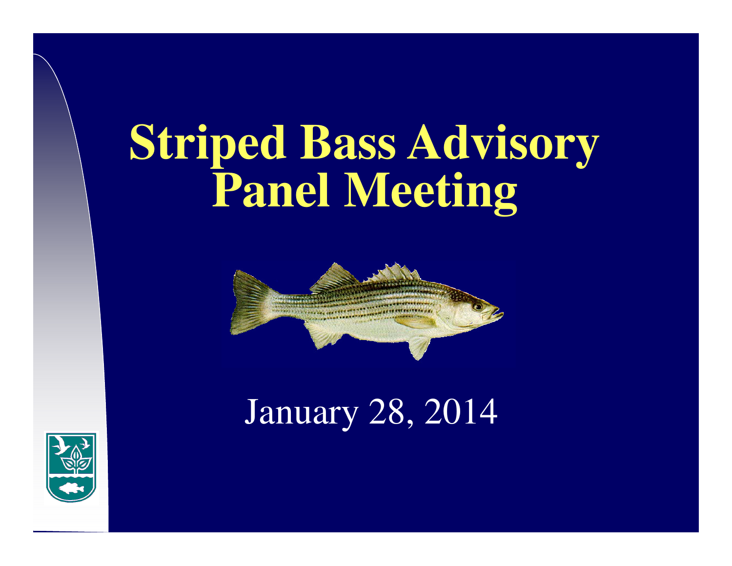# Striped Bass Advisory Panel Meeting

January 28, 2014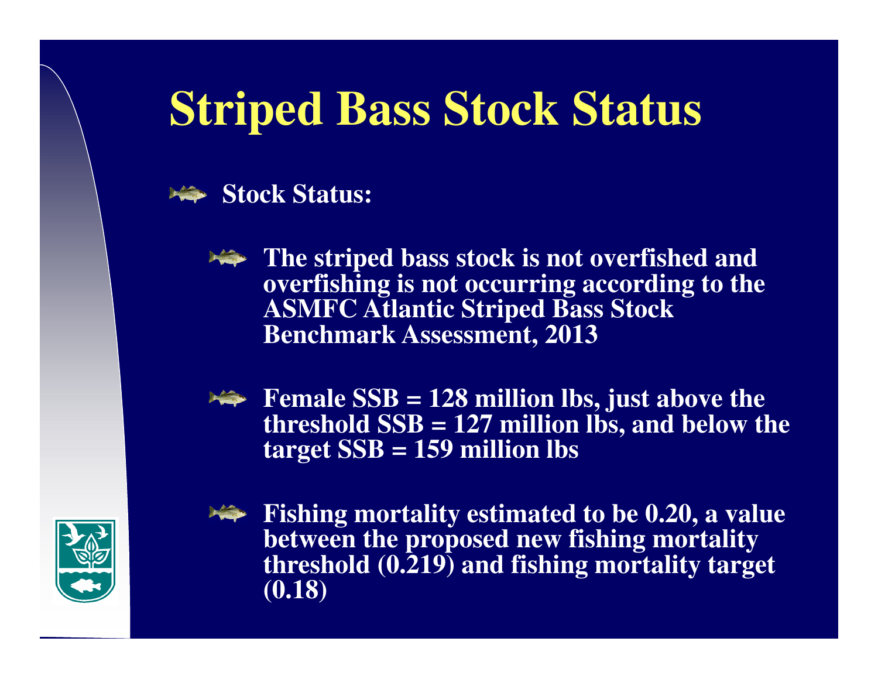# Striped Bass Stock Status

- **Stock Status:**
  - **The striped bass stock is not overfished and overfishing is not occurring according to the ASMFC Atlantic Striped Bass Stock Benchmark Assessment, 2013**
  - **Female SSB = 128 million lbs, just above the threshold SSB = 127 million lbs, and below the target SSB = 159 million lbs**
  - **Fishing mortality estimated to be 0.20, a value between the proposed new fishing mortality threshold (0.219) and fishing mortality target (0.18)**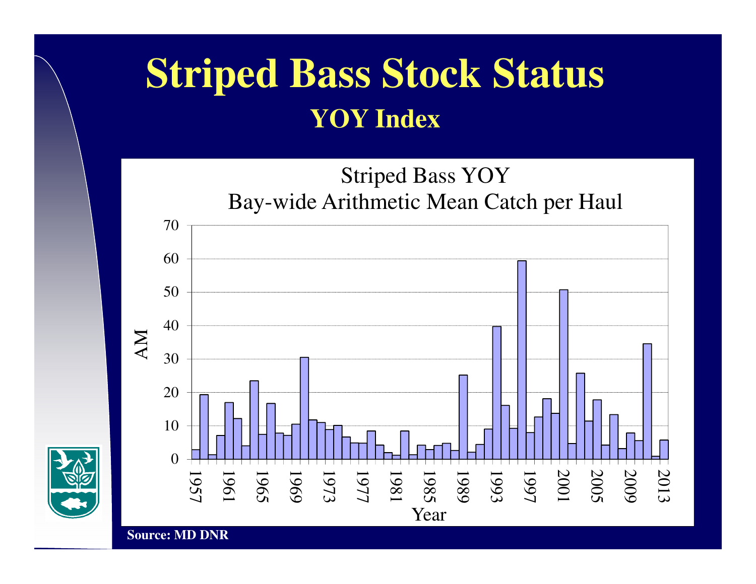# Striped Bass Stock Status

## YOY Index

Striped Bass YOY
Bay-wide Arithmetic Mean Catch per Haul

AM

0
10
20
30
40
50
60
70

Year

1957
1961
1965
1969
1973
1977
1981
1985
1989
1993
1997
2001
2005
2009
2013

**Source: MD DNR**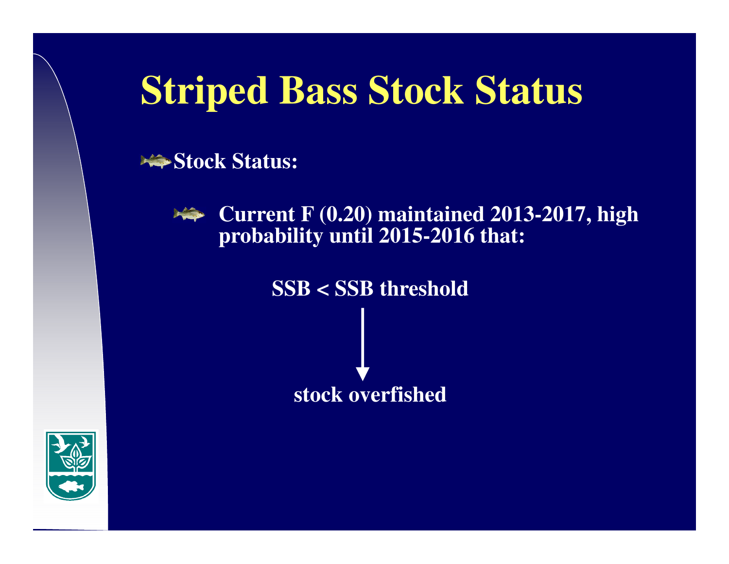# Striped Bass Stock Status

- **Stock Status:**
  - **Current F (0.20) maintained 2013-2017, high probability until 2015-2016 that:**

**SSB < SSB threshold**

↓

**stock overfished**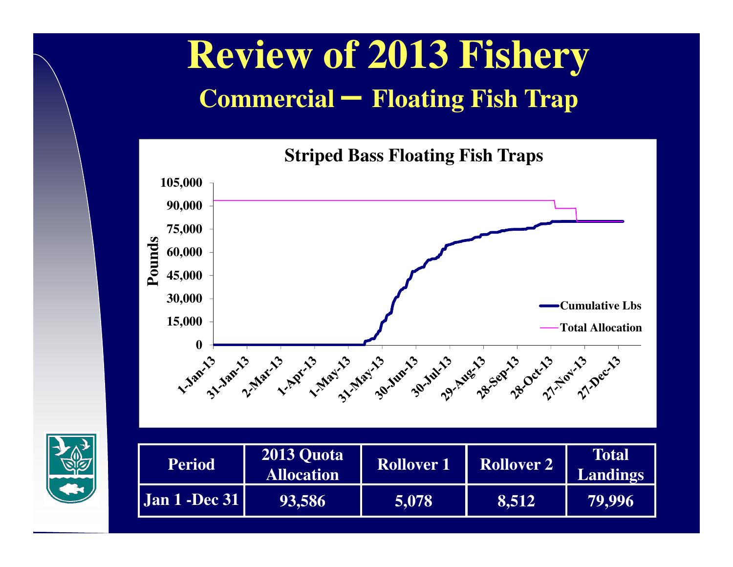# Review of 2013 Fishery

## Commercial – Floating Fish Trap

Striped Bass Floating Fish Traps

Pounds

105,000
90,000
75,000
60,000
45,000
30,000
15,000
0

1-Jan-13
31-Jan-13
2-Mar-13
1-Apr-13
1-May-13
31-May-13
30-Jun-13
30-Jul-13
29-Aug-13
28-Sep-13
28-Oct-13
27-Nov-13
27-Dec-13

Cumulative Lbs
Total Allocation

| Period | 2013 Quota Allocation | Rollover 1 | Rollover 2 | Total Landings |
|---|---|---|---|---|
| Jan 1 -Dec 31 | 93,586 | 5,078 | 8,512 | 79,996 |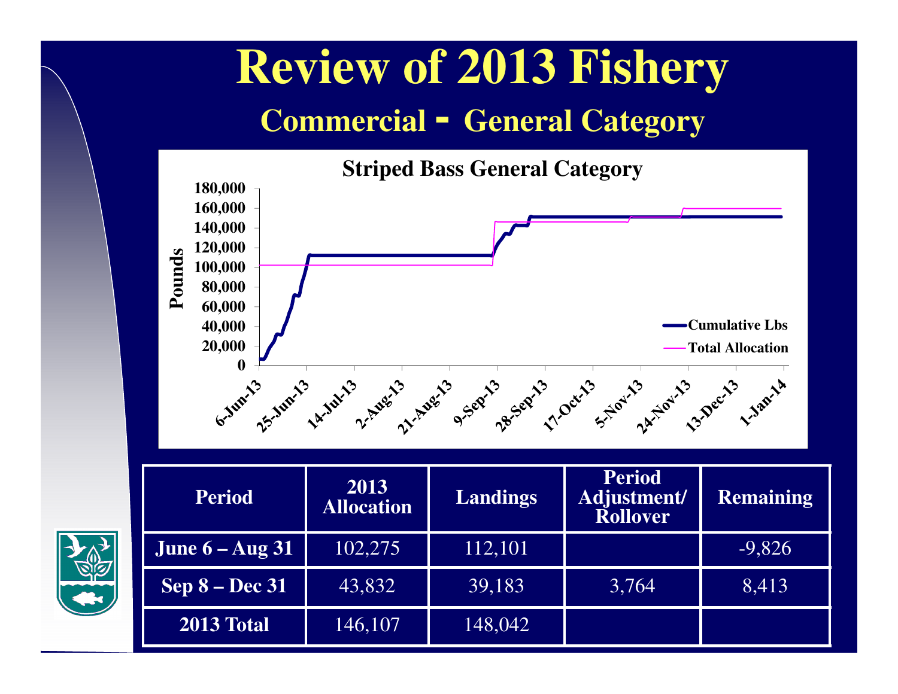# Review of 2013 Fishery

## Commercial - General Category

Striped Bass General Category

Pounds

180,000
160,000
140,000
120,000
100,000
80,000
60,000
40,000
20,000
0

6-Jun-13
25-Jun-13
14-Jul-13
2-Aug-13
21-Aug-13
9-Sep-13
28-Sep-13
17-Oct-13
5-Nov-13
24-Nov-13
13-Dec-13
1-Jan-14

Cumulative Lbs
Total Allocation

| Period | 2013 Allocation | Landings | Period Adjustment/ Rollover | Remaining |
|---|---|---|---|---|
| June 6 – Aug 31 | 102,275 | 112,101 | | -9,826 |
| Sep 8 – Dec 31 | 43,832 | 39,183 | 3,764 | 8,413 |
| 2013 Total | 146,107 | 148,042 | | |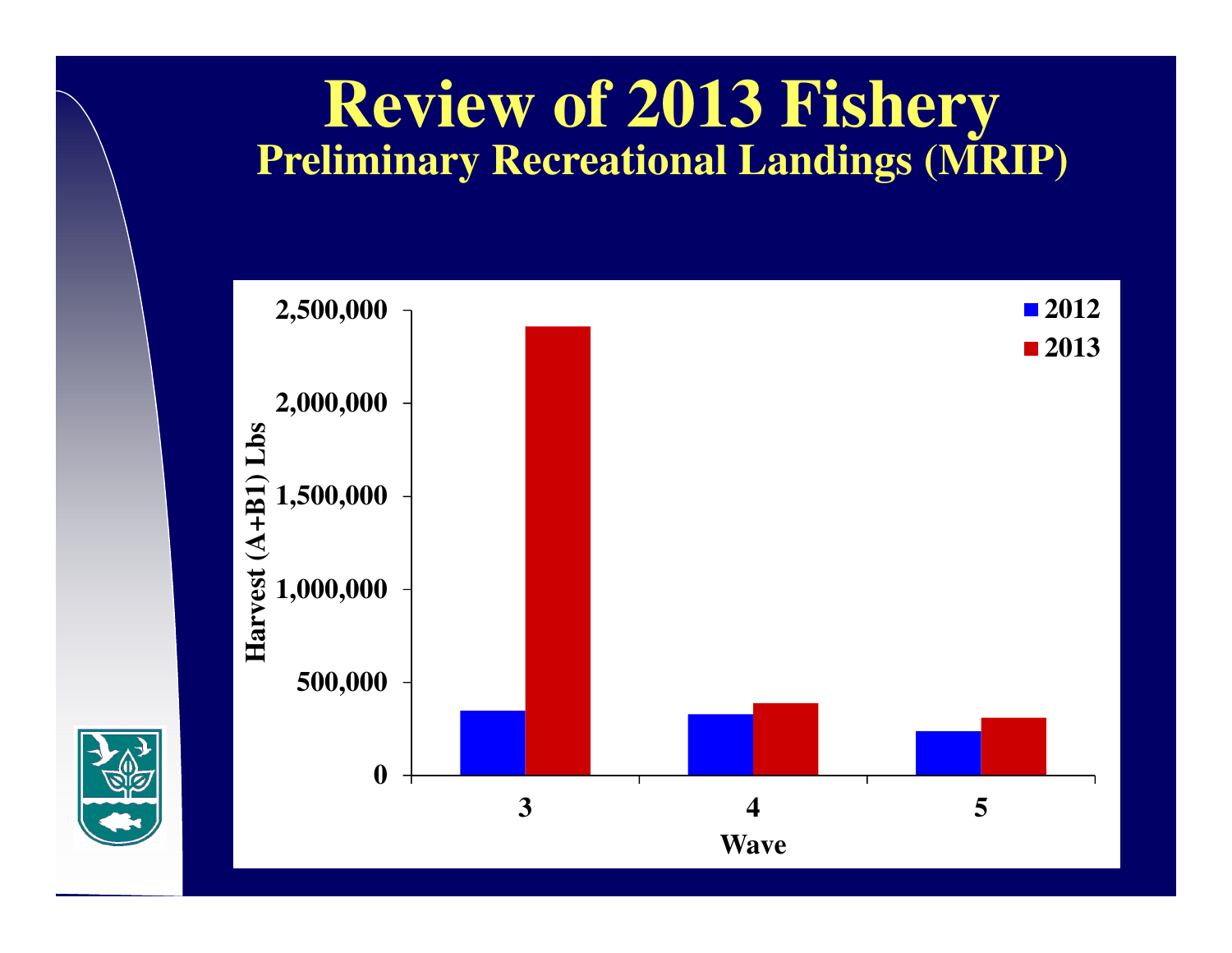# Review of 2013 Fishery

## Preliminary Recreational Landings (MRIP)

2012
2013

Harvest (A+B1) Lbs

2,500,000
2,000,000
1,500,000
1,000,000
500,000
0

3
4
5

Wave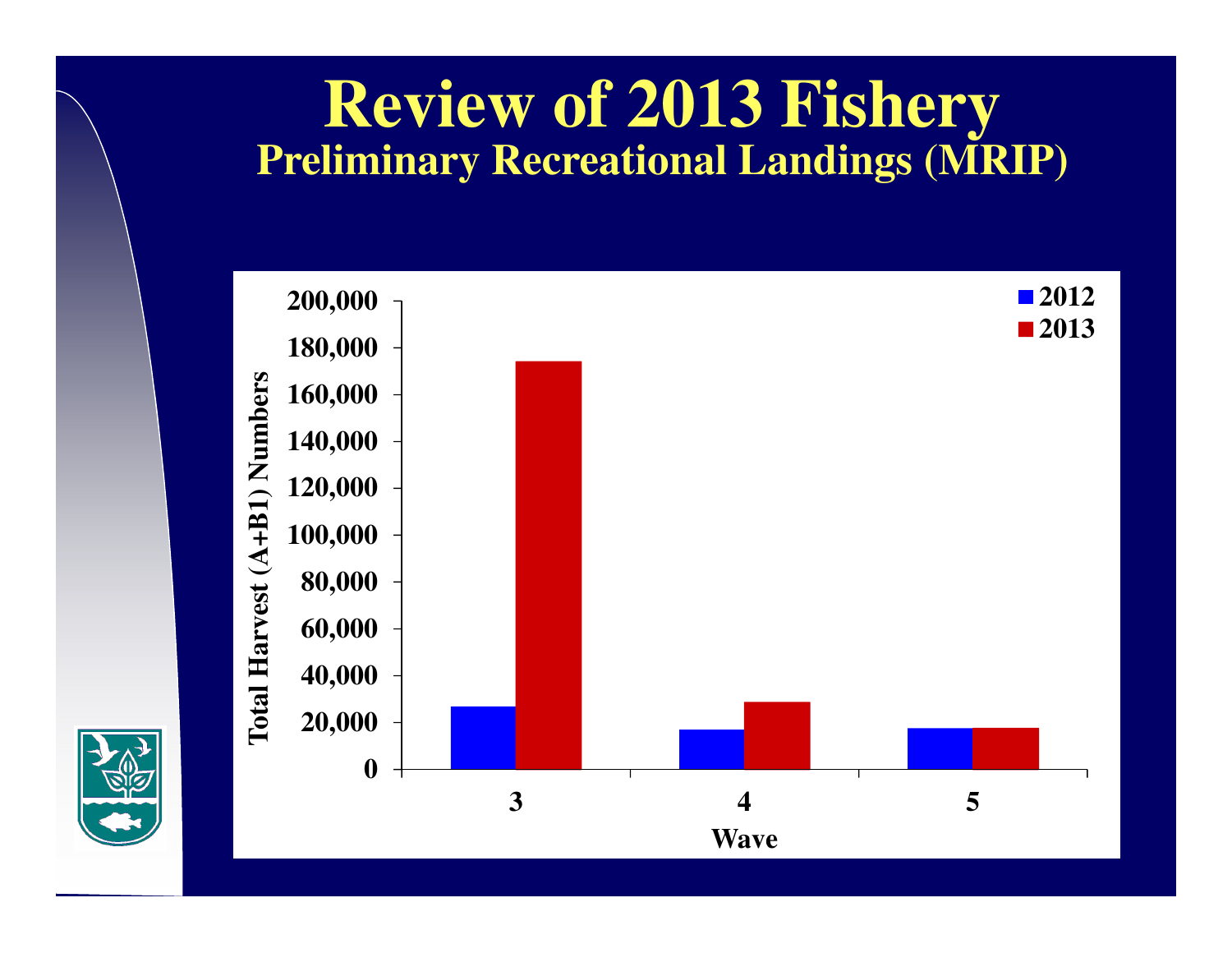# Review of 2013 Fishery

## Preliminary Recreational Landings (MRIP)

2012
2013

200,000
180,000
160,000
140,000
120,000
100,000
80,000
60,000
40,000
20,000
0

Total Harvest (A+B1) Numbers

3
4
5

Wave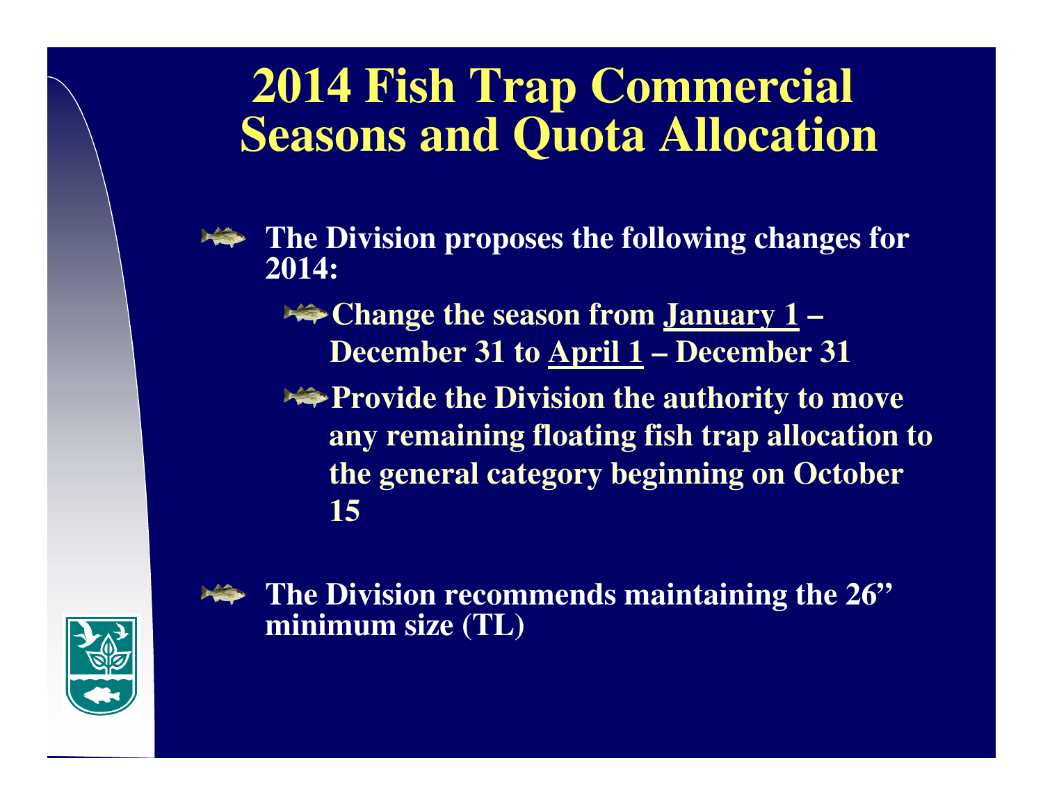# 2014 Fish Trap Commercial Seasons and Quota Allocation

- **The Division proposes the following changes for 2014:**
  - **Change the season from <u>January 1</u> – December 31 to <u>April 1</u> – December 31**
  - **Provide the Division the authority to move any remaining floating fish trap allocation to the general category beginning on October 15**
- **The Division recommends maintaining the 26" minimum size (TL)**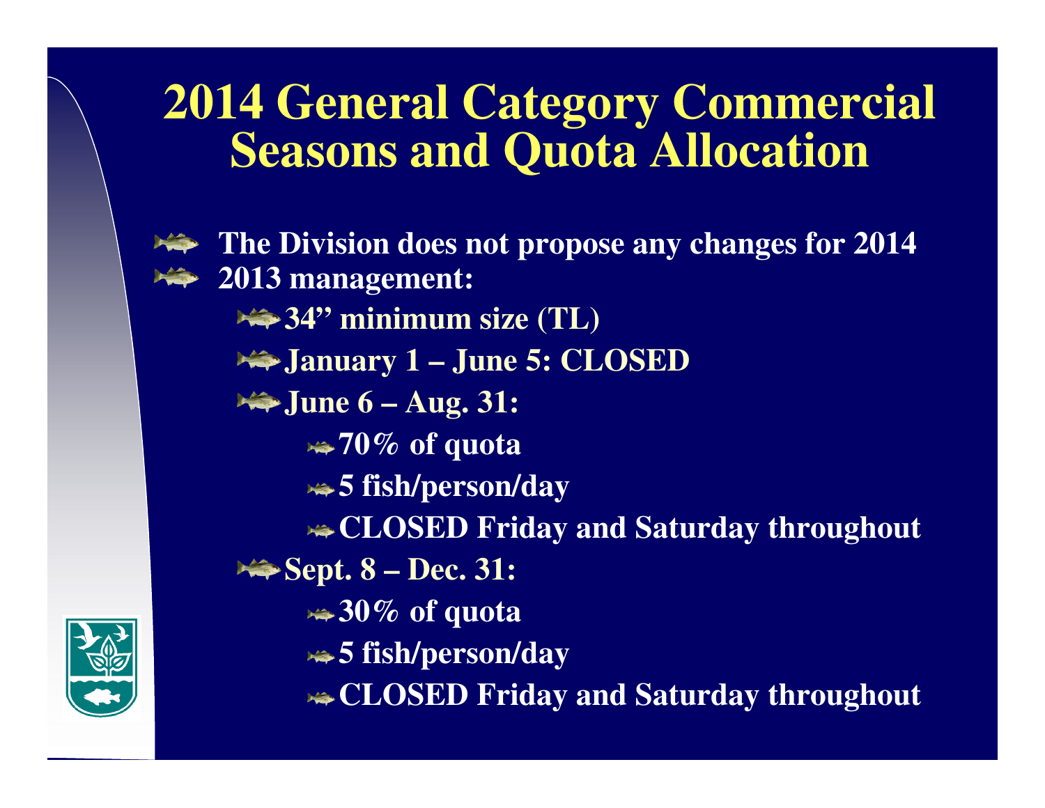# 2014 General Category Commercial Seasons and Quota Allocation

- The Division does not propose any changes for 2014
- 2013 management:
  - 34" minimum size (TL)
  - January 1 – June 5: CLOSED
  - June 6 – Aug. 31:
    - 70% of quota
    - 5 fish/person/day
    - CLOSED Friday and Saturday throughout
  - Sept. 8 – Dec. 31:
    - 30% of quota
    - 5 fish/person/day
    - CLOSED Friday and Saturday throughout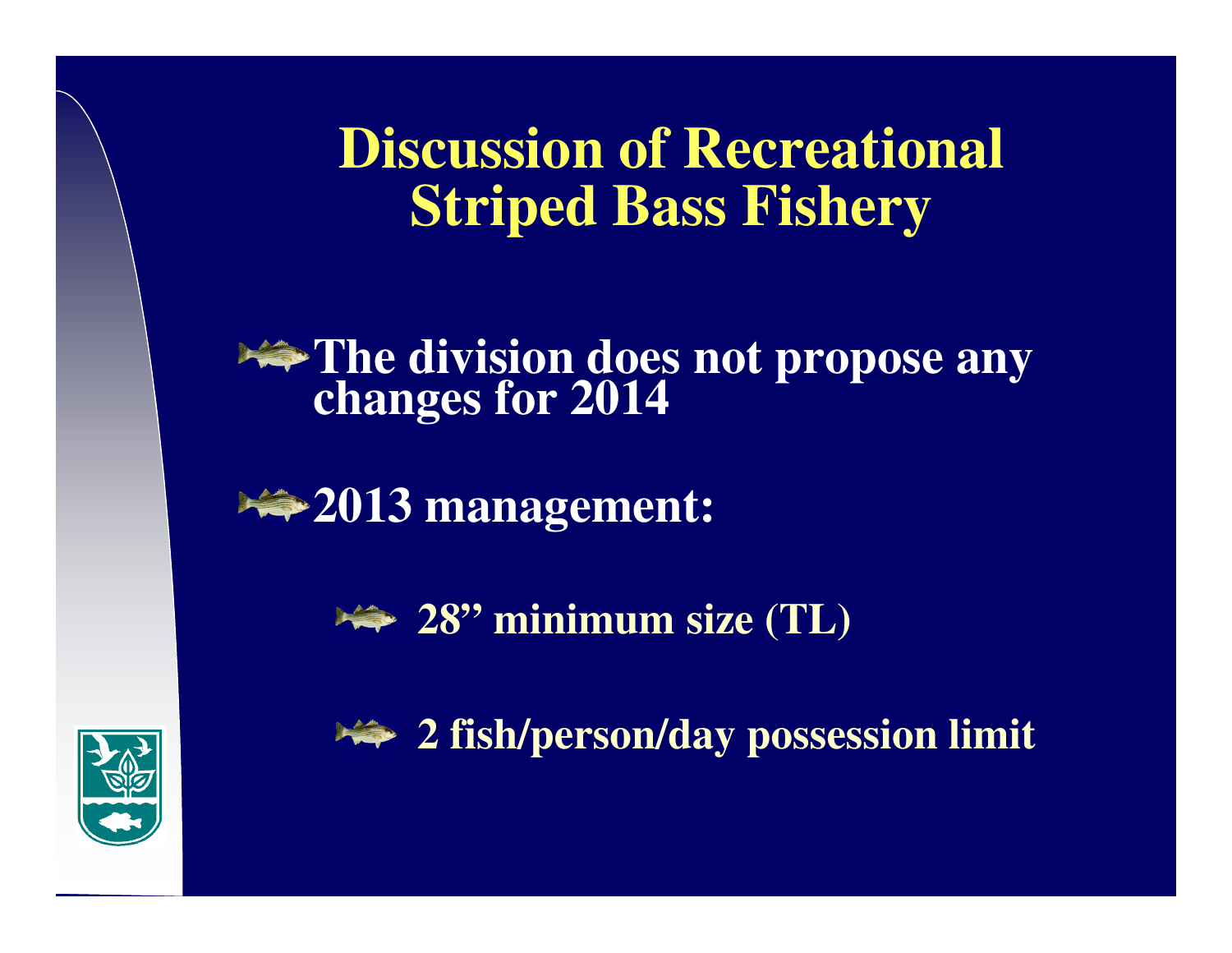# Discussion of Recreational Striped Bass Fishery

- The division does not propose any changes for 2014
- 2013 management:
  - 28" minimum size (TL)
  - 2 fish/person/day possession limit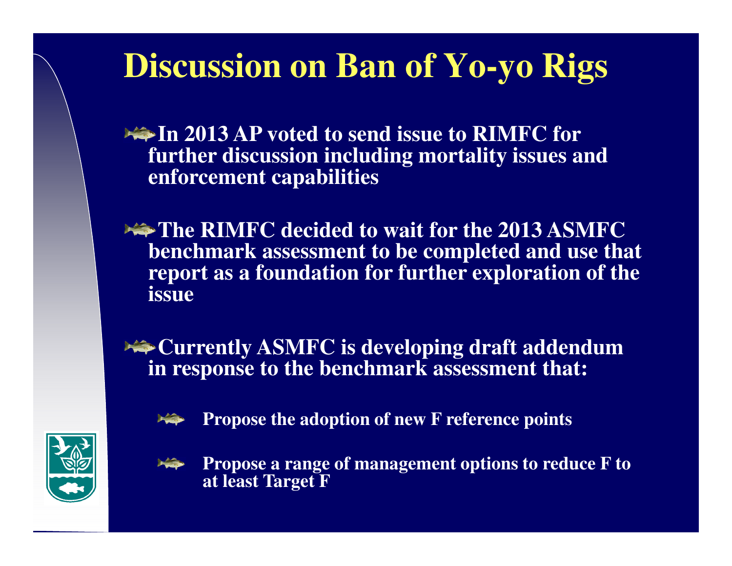# Discussion on Ban of Yo-yo Rigs

- In 2013 AP voted to send issue to RIMFC for further discussion including mortality issues and enforcement capabilities
- The RIMFC decided to wait for the 2013 ASMFC benchmark assessment to be completed and use that report as a foundation for further exploration of the issue
- Currently ASMFC is developing draft addendum in response to the benchmark assessment that:
  - Propose the adoption of new F reference points
  - Propose a range of management options to reduce F to at least Target F